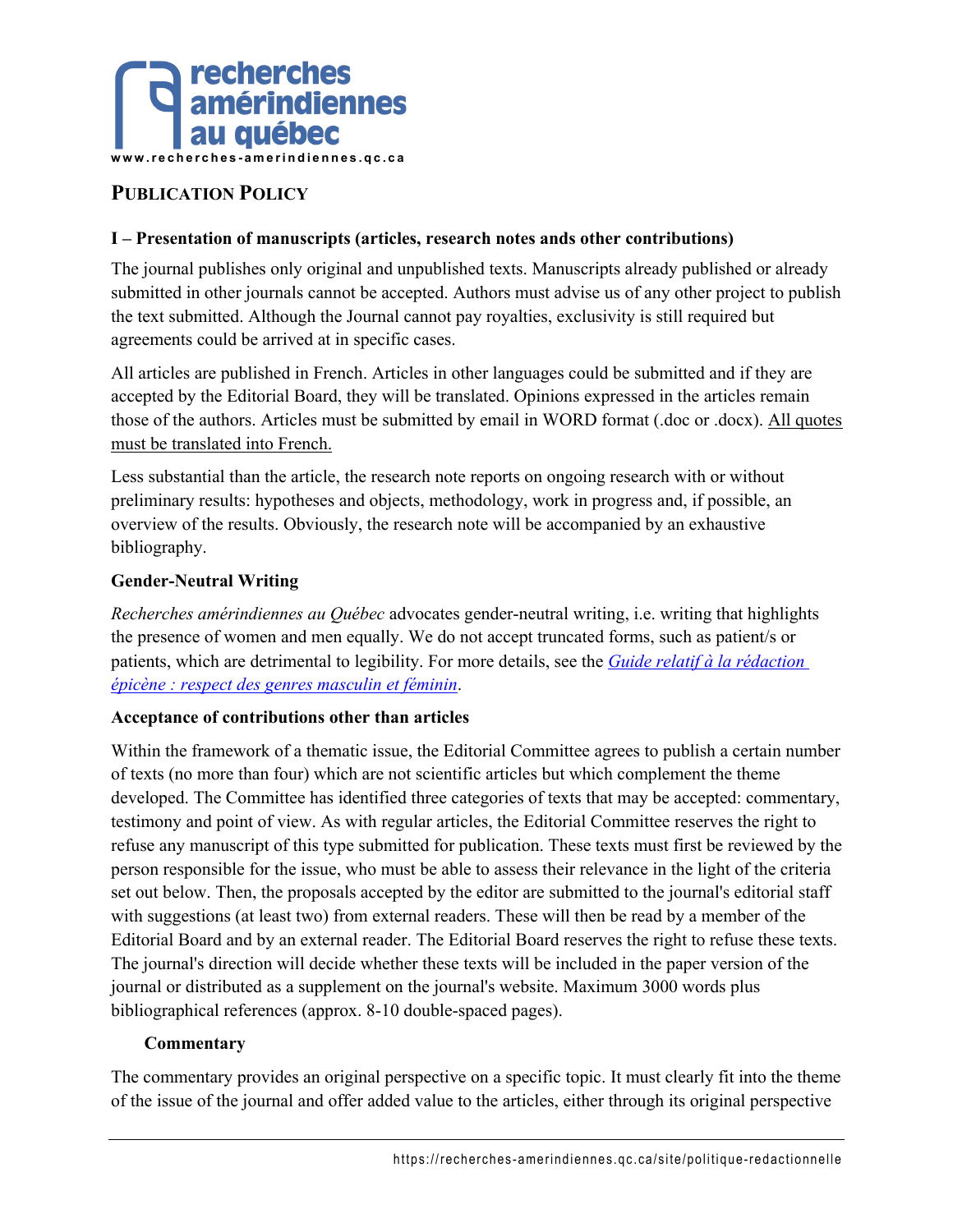recherches amérindiennes au québec

www.recherches-amerindiennes.qc.ca

# PUBLICATION POLICY

## I – Presentation of manuscripts (articles, research notes ands other contributions)

The journal publishes only original and unpublished texts. Manuscripts already published or already submitted in other journals cannot be accepted. Authors must advise us of any other project to publish the text submitted. Although the Journal cannot pay royalties, exclusivity is still required but agreements could be arrived at in specific cases.

All articles are published in French. Articles in other languages could be submitted and if they are accepted by the Editorial Board, they will be translated. Opinions expressed in the articles remain those of the authors. Articles must be submitted by email in WORD format (.doc or .docx). <u>All quotes must be translated into French.</u>

Less substantial than the article, the research note reports on ongoing research with or without preliminary results: hypotheses and objects, methodology, work in progress and, if possible, an overview of the results. Obviously, the research note will be accompanied by an exhaustive bibliography.

### Gender-Neutral Writing

*Recherches amérindiennes au Québec* advocates gender-neutral writing, i.e. writing that highlights the presence of women and men equally. We do not accept truncated forms, such as patient/s or patients, which are detrimental to legibility. For more details, see the *Guide relatif à la rédaction épicène : respect des genres masculin et féminin*.

### Acceptance of contributions other than articles

Within the framework of a thematic issue, the Editorial Committee agrees to publish a certain number of texts (no more than four) which are not scientific articles but which complement the theme developed. The Committee has identified three categories of texts that may be accepted: commentary, testimony and point of view. As with regular articles, the Editorial Committee reserves the right to refuse any manuscript of this type submitted for publication. These texts must first be reviewed by the person responsible for the issue, who must be able to assess their relevance in the light of the criteria set out below. Then, the proposals accepted by the editor are submitted to the journal's editorial staff with suggestions (at least two) from external readers. These will then be read by a member of the Editorial Board and by an external reader. The Editorial Board reserves the right to refuse these texts. The journal's direction will decide whether these texts will be included in the paper version of the journal or distributed as a supplement on the journal's website. Maximum 3000 words plus bibliographical references (approx. 8-10 double-spaced pages).

#### Commentary

The commentary provides an original perspective on a specific topic. It must clearly fit into the theme of the issue of the journal and offer added value to the articles, either through its original perspective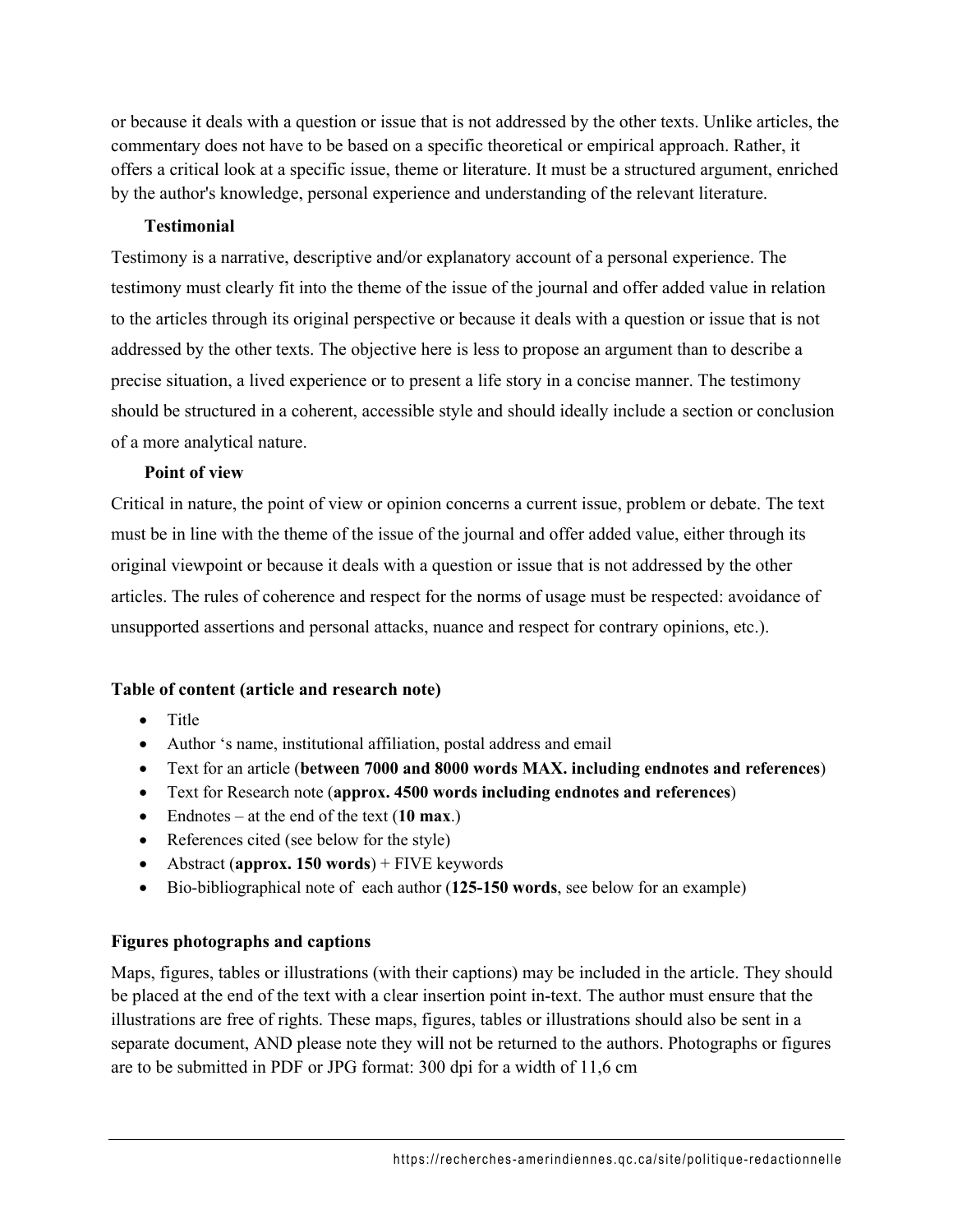or because it deals with a question or issue that is not addressed by the other texts. Unlike articles, the commentary does not have to be based on a specific theoretical or empirical approach. Rather, it offers a critical look at a specific issue, theme or literature. It must be a structured argument, enriched by the author's knowledge, personal experience and understanding of the relevant literature.

**Testimonial**

Testimony is a narrative, descriptive and/or explanatory account of a personal experience. The testimony must clearly fit into the theme of the issue of the journal and offer added value in relation to the articles through its original perspective or because it deals with a question or issue that is not addressed by the other texts. The objective here is less to propose an argument than to describe a precise situation, a lived experience or to present a life story in a concise manner. The testimony should be structured in a coherent, accessible style and should ideally include a section or conclusion of a more analytical nature.

**Point of view**

Critical in nature, the point of view or opinion concerns a current issue, problem or debate. The text must be in line with the theme of the issue of the journal and offer added value, either through its original viewpoint or because it deals with a question or issue that is not addressed by the other articles. The rules of coherence and respect for the norms of usage must be respected: avoidance of unsupported assertions and personal attacks, nuance and respect for contrary opinions, etc.).

**Table of content (article and research note)**

- Title
- Author 's name, institutional affiliation, postal address and email
- Text for an article (**between 7000 and 8000 words MAX. including endnotes and references**)
- Text for Research note (**approx. 4500 words including endnotes and references**)
- Endnotes – at the end of the text (**10 max**.)
- References cited (see below for the style)
- Abstract (**approx. 150 words**) + FIVE keywords
- Bio-bibliographical note of each author (**125-150 words**, see below for an example)

**Figures photographs and captions**

Maps, figures, tables or illustrations (with their captions) may be included in the article. They should be placed at the end of the text with a clear insertion point in-text. The author must ensure that the illustrations are free of rights. These maps, figures, tables or illustrations should also be sent in a separate document, AND please note they will not be returned to the authors. Photographs or figures are to be submitted in PDF or JPG format: 300 dpi for a width of 11,6 cm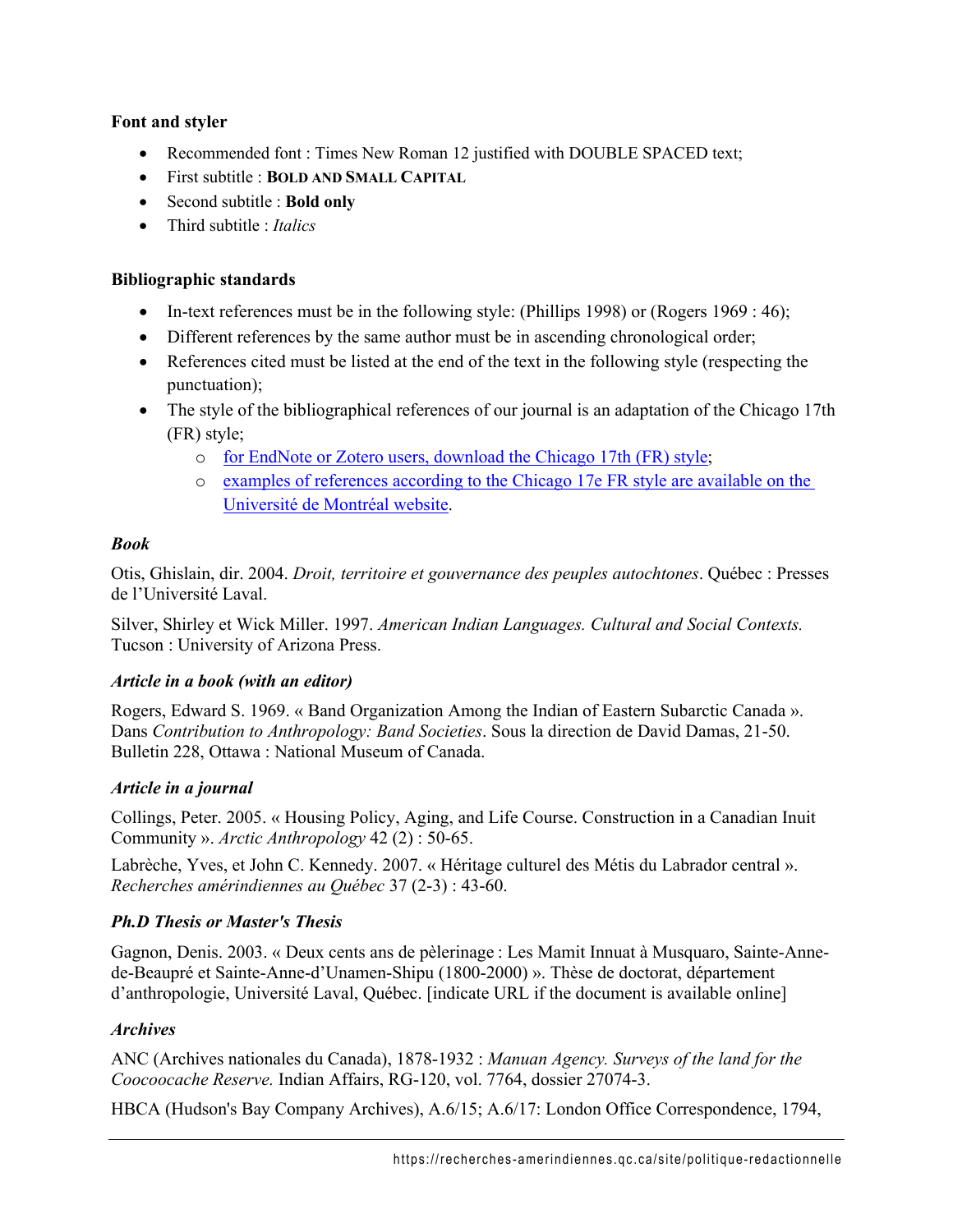**Font and styler**

- Recommended font : Times New Roman 12 justified with DOUBLE SPACED text;
- First subtitle : **BOLD AND SMALL CAPITAL**
- Second subtitle : **Bold only**
- Third subtitle : *Italics*

**Bibliographic standards**

- In-text references must be in the following style: (Phillips 1998) or (Rogers 1969 : 46);
- Different references by the same author must be in ascending chronological order;
- References cited must be listed at the end of the text in the following style (respecting the punctuation);
- The style of the bibliographical references of our journal is an adaptation of the Chicago 17th (FR) style;
    - for EndNote or Zotero users, download the Chicago 17th (FR) style;
    - examples of references according to the Chicago 17e FR style are available on the Université de Montréal website.

***Book***

Otis, Ghislain, dir. 2004. *Droit, territoire et gouvernance des peuples autochtones*. Québec : Presses de l'Université Laval.

Silver, Shirley et Wick Miller. 1997. *American Indian Languages. Cultural and Social Contexts.* Tucson : University of Arizona Press.

***Article in a book (with an editor)***

Rogers, Edward S. 1969. « Band Organization Among the Indian of Eastern Subarctic Canada ». Dans *Contribution to Anthropology: Band Societies*. Sous la direction de David Damas, 21-50. Bulletin 228, Ottawa : National Museum of Canada.

***Article in a journal***

Collings, Peter. 2005. « Housing Policy, Aging, and Life Course. Construction in a Canadian Inuit Community ». *Arctic Anthropology* 42 (2) : 50-65.

Labrèche, Yves, et John C. Kennedy. 2007. « Héritage culturel des Métis du Labrador central ». *Recherches amérindiennes au Québec* 37 (2-3) : 43-60.

***Ph.D Thesis or Master's Thesis***

Gagnon, Denis. 2003. « Deux cents ans de pèlerinage : Les Mamit Innuat à Musquaro, Sainte-Anne-de-Beaupré et Sainte-Anne-d'Unamen-Shipu (1800-2000) ». Thèse de doctorat, département d'anthropologie, Université Laval, Québec. [indicate URL if the document is available online]

***Archives***

ANC (Archives nationales du Canada), 1878-1932 : *Manuan Agency. Surveys of the land for the Coocoocache Reserve.* Indian Affairs, RG-120, vol. 7764, dossier 27074-3.

HBCA (Hudson's Bay Company Archives), A.6/15; A.6/17: London Office Correspondence, 1794,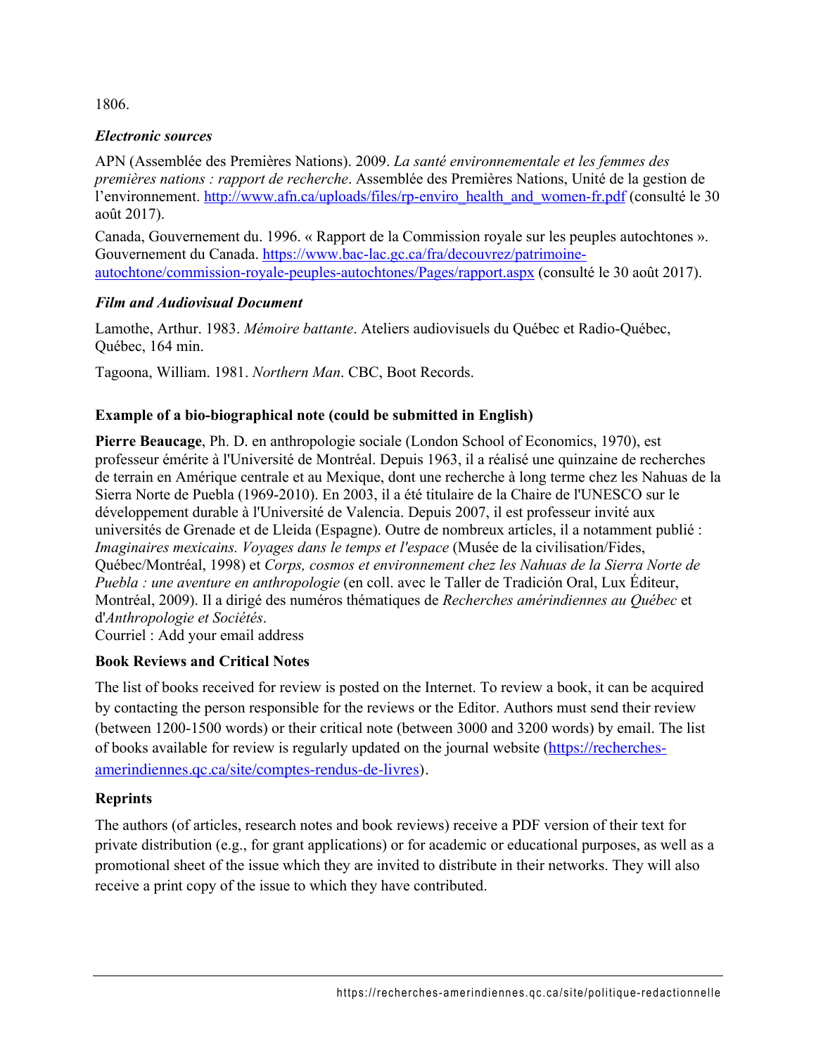1806.

### *Electronic sources*

APN (Assemblée des Premières Nations). 2009. *La santé environnementale et les femmes des premières nations : rapport de recherche*. Assemblée des Premières Nations, Unité de la gestion de l'environnement. [http://www.afn.ca/uploads/files/rp-enviro_health_and_women-fr.pdf](http://www.afn.ca/uploads/files/rp-enviro_health_and_women-fr.pdf) (consulté le 30 août 2017).

Canada, Gouvernement du. 1996. « Rapport de la Commission royale sur les peuples autochtones ». Gouvernement du Canada. [https://www.bac-lac.gc.ca/fra/decouvrez/patrimoine-autochtone/commission-royale-peuples-autochtones/Pages/rapport.aspx](https://www.bac-lac.gc.ca/fra/decouvrez/patrimoine-autochtone/commission-royale-peuples-autochtones/Pages/rapport.aspx) (consulté le 30 août 2017).

### *Film and Audiovisual Document*

Lamothe, Arthur. 1983. *Mémoire battante*. Ateliers audiovisuels du Québec et Radio-Québec, Québec, 164 min.

Tagoona, William. 1981. *Northern Man*. CBC, Boot Records.

### Example of a bio-biographical note (could be submitted in English)

**Pierre Beaucage**, Ph. D. en anthropologie sociale (London School of Economics, 1970), est professeur émérite à l'Université de Montréal. Depuis 1963, il a réalisé une quinzaine de recherches de terrain en Amérique centrale et au Mexique, dont une recherche à long terme chez les Nahuas de la Sierra Norte de Puebla (1969-2010). En 2003, il a été titulaire de la Chaire de l'UNESCO sur le développement durable à l'Université de Valencia. Depuis 2007, il est professeur invité aux universités de Grenade et de Lleida (Espagne). Outre de nombreux articles, il a notamment publié : *Imaginaires mexicains. Voyages dans le temps et l'espace* (Musée de la civilisation/Fides, Québec/Montréal, 1998) et *Corps, cosmos et environnement chez les Nahuas de la Sierra Norte de Puebla : une aventure en anthropologie* (en coll. avec le Taller de Tradición Oral, Lux Éditeur, Montréal, 2009). Il a dirigé des numéros thématiques de *Recherches amérindiennes au Québec* et d'*Anthropologie et Sociétés*.
Courriel : Add your email address

### Book Reviews and Critical Notes

The list of books received for review is posted on the Internet. To review a book, it can be acquired by contacting the person responsible for the reviews or the Editor. Authors must send their review (between 1200-1500 words) or their critical note (between 3000 and 3200 words) by email. The list of books available for review is regularly updated on the journal website ([https://recherches-amerindiennes.qc.ca/site/comptes-rendus-de-livres](https://recherches-amerindiennes.qc.ca/site/comptes-rendus-de-livres)).

### Reprints

The authors (of articles, research notes and book reviews) receive a PDF version of their text for private distribution (e.g., for grant applications) or for academic or educational purposes, as well as a promotional sheet of the issue which they are invited to distribute in their networks. They will also receive a print copy of the issue to which they have contributed.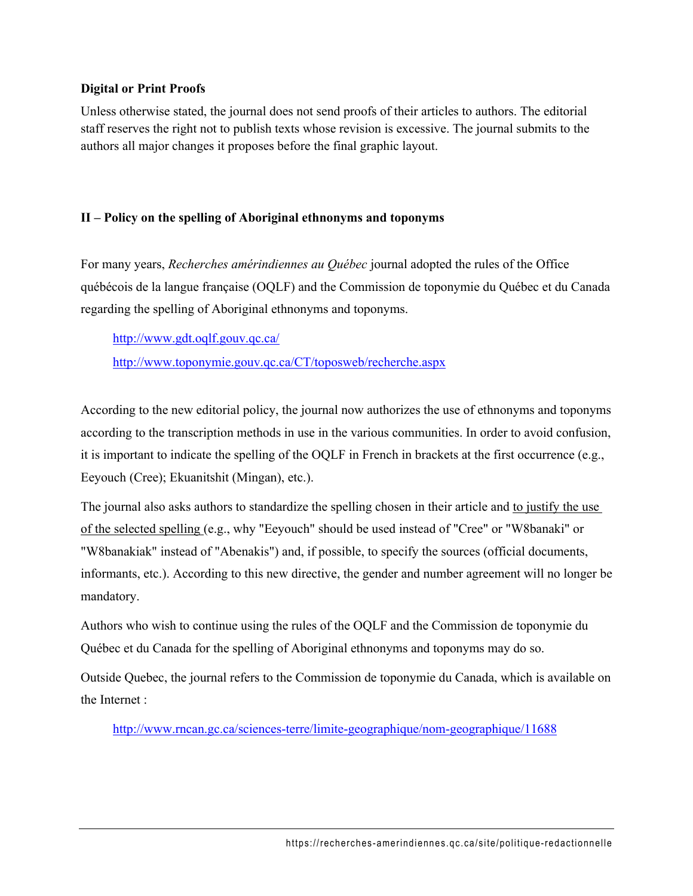**Digital or Print Proofs**

Unless otherwise stated, the journal does not send proofs of their articles to authors. The editorial staff reserves the right not to publish texts whose revision is excessive. The journal submits to the authors all major changes it proposes before the final graphic layout.

## II – Policy on the spelling of Aboriginal ethnonyms and toponyms

For many years, *Recherches amérindiennes au Québec* journal adopted the rules of the Office québécois de la langue française (OQLF) and the Commission de toponymie du Québec et du Canada regarding the spelling of Aboriginal ethnonyms and toponyms.

> http://www.gdt.oqlf.gouv.qc.ca/
>
> http://www.toponymie.gouv.qc.ca/CT/toposweb/recherche.aspx

According to the new editorial policy, the journal now authorizes the use of ethnonyms and toponyms according to the transcription methods in use in the various communities. In order to avoid confusion, it is important to indicate the spelling of the OQLF in French in brackets at the first occurrence (e.g., Eeyouch (Cree); Ekuanitshit (Mingan), etc.).

The journal also asks authors to standardize the spelling chosen in their article and <u>to justify the use of the selected spelling</u> (e.g., why "Eeyouch" should be used instead of "Cree" or "W8banaki" or "W8banakiak" instead of "Abenakis") and, if possible, to specify the sources (official documents, informants, etc.). According to this new directive, the gender and number agreement will no longer be mandatory.

Authors who wish to continue using the rules of the OQLF and the Commission de toponymie du Québec et du Canada for the spelling of Aboriginal ethnonyms and toponyms may do so.

Outside Quebec, the journal refers to the Commission de toponymie du Canada, which is available on the Internet :

> http://www.rncan.gc.ca/sciences-terre/limite-geographique/nom-geographique/11688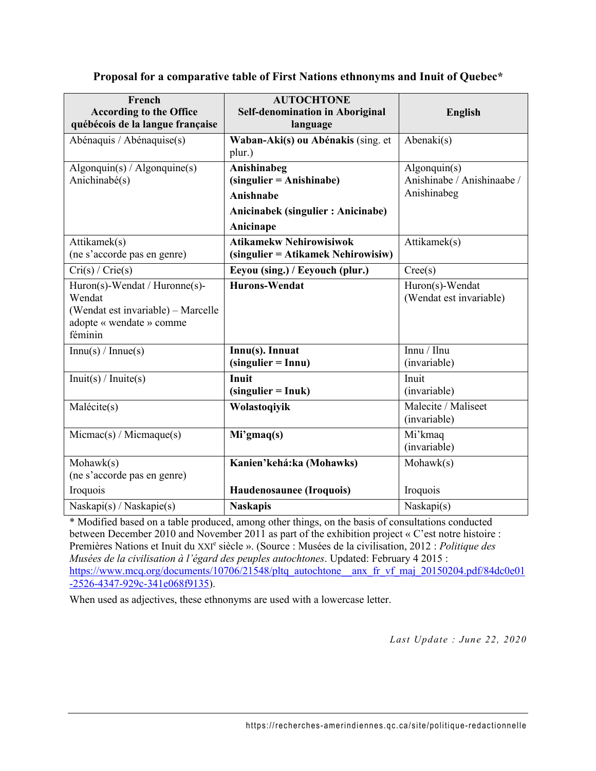**Proposal for a comparative table of First Nations ethnonyms and Inuit of Quebec***

| French<br>According to the Office québécois de la langue française | AUTOCHTONE<br>Self-denomination in Aboriginal language | English |
|---|---|---|
| Abénaquis / Abénaquise(s) | **Waban-Aki(s) ou Abénakis** (sing. et plur.) | Abenaki(s) |
| Algonquin(s) / Algonquine(s)<br>Anichinabé(s) | **Anishinabeg**<br>**(singulier = Anishinabe)**<br>**Anishnabe**<br>**Anicinabek (singulier : Anicinabe)**<br>**Anicinape** | Algonquin(s)<br>Anishinabe / Anishinaabe / Anishinabeg |
| Attikamek(s)<br>(ne s'accorde pas en genre) | **Atikamekw Nehirowisiwok**<br>**(singulier = Atikamek Nehirowisiw)** | Attikamek(s) |
| Cri(s) / Crie(s) | **Eeyou (sing.) / Eeyouch (plur.)** | Cree(s) |
| Huron(s)-Wendat / Huronne(s)-Wendat<br>(Wendat est invariable) – Marcelle adopte « wendate » comme féminin | **Hurons-Wendat** | Huron(s)-Wendat<br>(Wendat est invariable) |
| Innu(s) / Innue(s) | **Innu(s). Innuat**<br>**(singulier = Innu)** | Innu / Ilnu<br>(invariable) |
| Inuit(s) / Inuite(s) | **Inuit**<br>**(singulier = Inuk)** | Inuit<br>(invariable) |
| Malécite(s) | **Wolastoqiyik** | Malecite / Maliseet<br>(invariable) |
| Micmac(s) / Micmaque(s) | **Mi'gmaq(s)** | Mi'kmaq<br>(invariable) |
| Mohawk(s)<br>(ne s'accorde pas en genre)<br>Iroquois | **Kanien'kehá:ka (Mohawks)**<br><br>**Haudenosaunee (Iroquois)** | Mohawk(s)<br><br>Iroquois |
| Naskapi(s) / Naskapie(s) | **Naskapis** | Naskapi(s) |

* Modified based on a table produced, among other things, on the basis of consultations conducted between December 2010 and November 2011 as part of the exhibition project « C'est notre histoire : Premières Nations et Inuit du XXI[e] siècle ». (Source : Musées de la civilisation, 2012 : *Politique des Musées de la civilisation à l'égard des peuples autochtones*. Updated: February 4 2015 : https://www.mcq.org/documents/10706/21548/pltq_autochtone__anx_fr_vf_maj_20150204.pdf/84dc0e01-2526-4347-929c-341e068f9135).

When used as adjectives, these ethnonyms are used with a lowercase letter.

*Last Update : June 22, 2020*